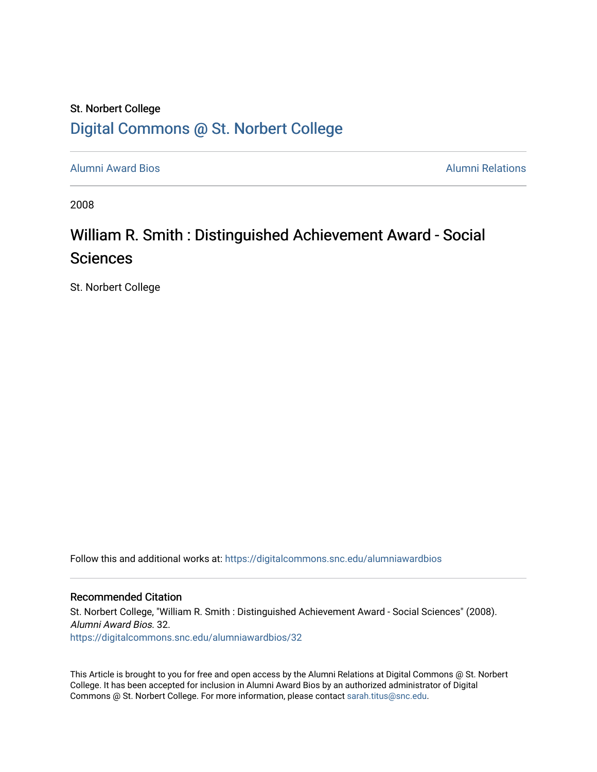St. Norbert College

## Digital Commons @ St. Norbert College

Alumni Award Bios

Alumni Relations

2008

# William R. Smith : Distinguished Achievement Award - Social Sciences

St. Norbert College

Follow this and additional works at: https://digitalcommons.snc.edu/alumniawardbios

### Recommended Citation

St. Norbert College, "William R. Smith : Distinguished Achievement Award - Social Sciences" (2008). *Alumni Award Bios*. 32.
https://digitalcommons.snc.edu/alumniawardbios/32

This Article is brought to you for free and open access by the Alumni Relations at Digital Commons @ St. Norbert College. It has been accepted for inclusion in Alumni Award Bios by an authorized administrator of Digital Commons @ St. Norbert College. For more information, please contact sarah.titus@snc.edu.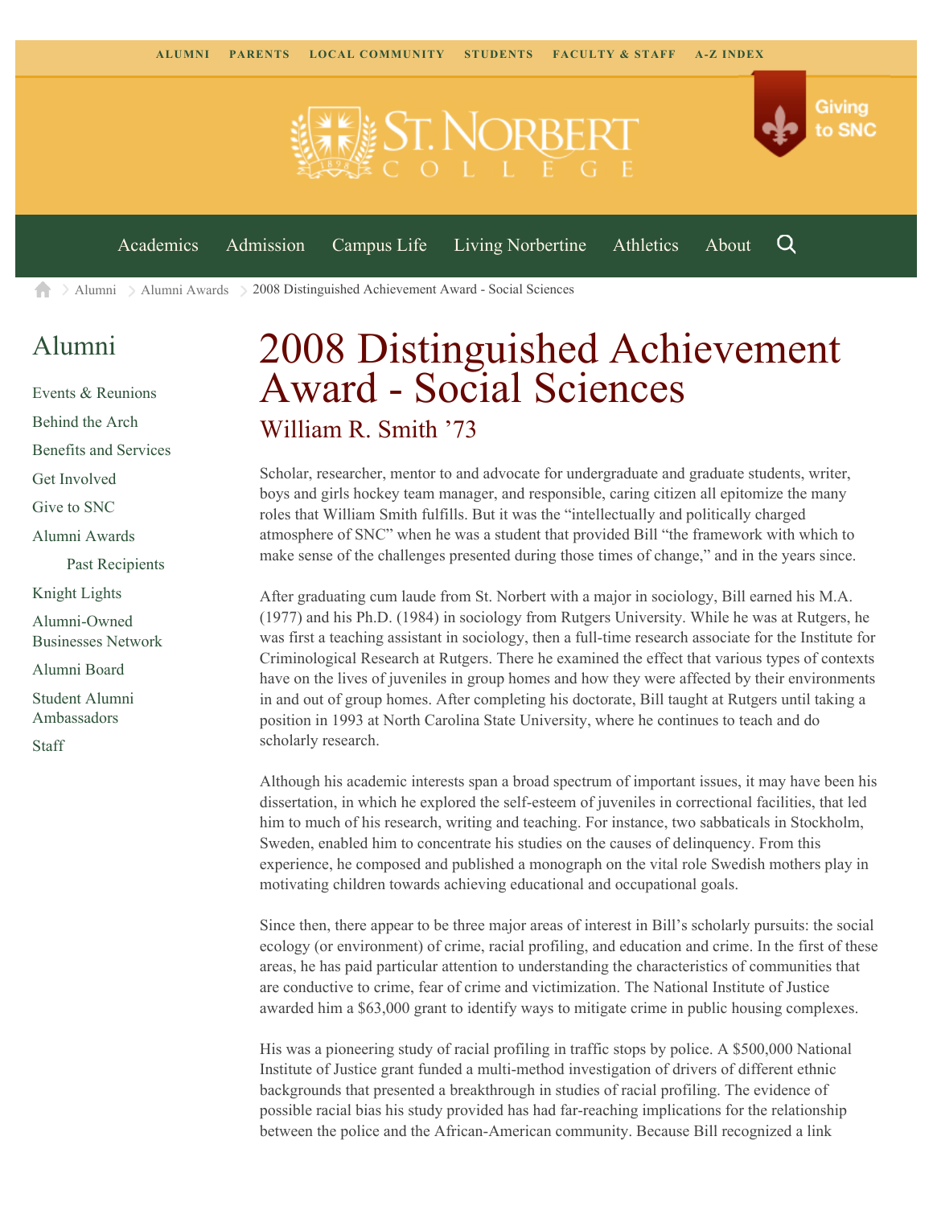ALUMNI PARENTS LOCAL COMMUNITY STUDENTS FACULTY & STAFF A-Z INDEX

Giving to SNC

Academics Admission Campus Life Living Norbertine Athletics About

Alumni > Alumni Awards > 2008 Distinguished Achievement Award - Social Sciences

## Alumni

- Events & Reunions
- Behind the Arch
- Benefits and Services
- Get Involved
- Give to SNC
- Alumni Awards
  - Past Recipients
- Knight Lights
- Alumni-Owned Businesses Network
- Alumni Board
- Student Alumni Ambassadors
- Staff

# 2008 Distinguished Achievement Award - Social Sciences

## William R. Smith ’73

Scholar, researcher, mentor to and advocate for undergraduate and graduate students, writer, boys and girls hockey team manager, and responsible, caring citizen all epitomize the many roles that William Smith fulfills. But it was the “intellectually and politically charged atmosphere of SNC” when he was a student that provided Bill “the framework with which to make sense of the challenges presented during those times of change,” and in the years since.

After graduating cum laude from St. Norbert with a major in sociology, Bill earned his M.A. (1977) and his Ph.D. (1984) in sociology from Rutgers University. While he was at Rutgers, he was first a teaching assistant in sociology, then a full-time research associate for the Institute for Criminological Research at Rutgers. There he examined the effect that various types of contexts have on the lives of juveniles in group homes and how they were affected by their environments in and out of group homes. After completing his doctorate, Bill taught at Rutgers until taking a position in 1993 at North Carolina State University, where he continues to teach and do scholarly research.

Although his academic interests span a broad spectrum of important issues, it may have been his dissertation, in which he explored the self-esteem of juveniles in correctional facilities, that led him to much of his research, writing and teaching. For instance, two sabbaticals in Stockholm, Sweden, enabled him to concentrate his studies on the causes of delinquency. From this experience, he composed and published a monograph on the vital role Swedish mothers play in motivating children towards achieving educational and occupational goals.

Since then, there appear to be three major areas of interest in Bill’s scholarly pursuits: the social ecology (or environment) of crime, racial profiling, and education and crime. In the first of these areas, he has paid particular attention to understanding the characteristics of communities that are conductive to crime, fear of crime and victimization. The National Institute of Justice awarded him a $63,000 grant to identify ways to mitigate crime in public housing complexes.

His was a pioneering study of racial profiling in traffic stops by police. A $500,000 National Institute of Justice grant funded a multi-method investigation of drivers of different ethnic backgrounds that presented a breakthrough in studies of racial profiling. The evidence of possible racial bias his study provided has had far-reaching implications for the relationship between the police and the African-American community. Because Bill recognized a link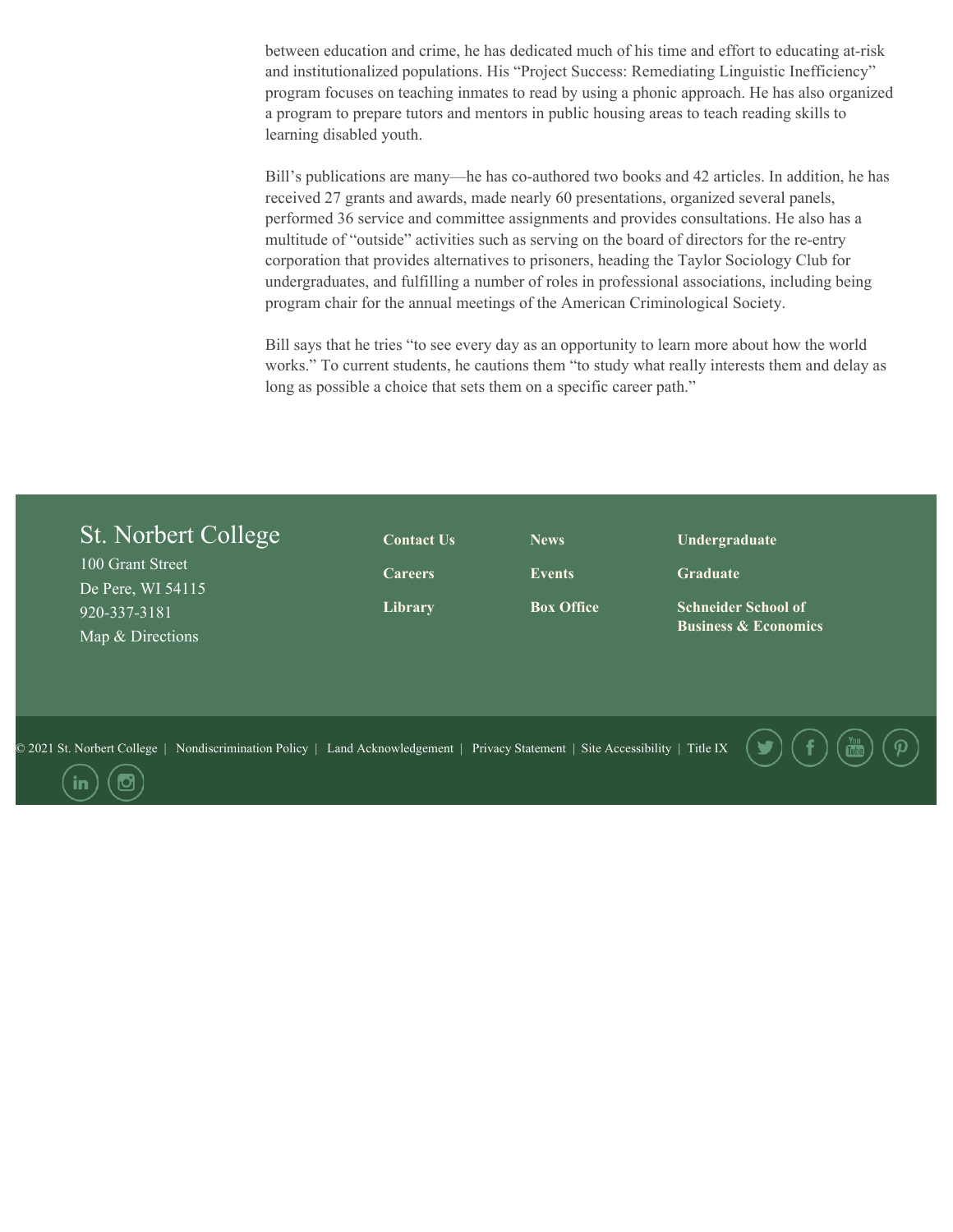between education and crime, he has dedicated much of his time and effort to educating at-risk and institutionalized populations. His “Project Success: Remediating Linguistic Inefficiency” program focuses on teaching inmates to read by using a phonic approach. He has also organized a program to prepare tutors and mentors in public housing areas to teach reading skills to learning disabled youth.

Bill’s publications are many—he has co-authored two books and 42 articles. In addition, he has received 27 grants and awards, made nearly 60 presentations, organized several panels, performed 36 service and committee assignments and provides consultations. He also has a multitude of “outside” activities such as serving on the board of directors for the re-entry corporation that provides alternatives to prisoners, heading the Taylor Sociology Club for undergraduates, and fulfilling a number of roles in professional associations, including being program chair for the annual meetings of the American Criminological Society.

Bill says that he tries “to see every day as an opportunity to learn more about how the world works.” To current students, he cautions them “to study what really interests them and delay as long as possible a choice that sets them on a specific career path.”

St. Norbert College
100 Grant Street
De Pere, WI 54115
920-337-3181
Map & Directions

**Contact Us**
**Careers**
**Library**

**News**
**Events**
**Box Office**

**Undergraduate**
**Graduate**
**Schneider School of Business & Economics**

© 2021 St. Norbert College | Nondiscrimination Policy | Land Acknowledgement | Privacy Statement | Site Accessibility | Title IX